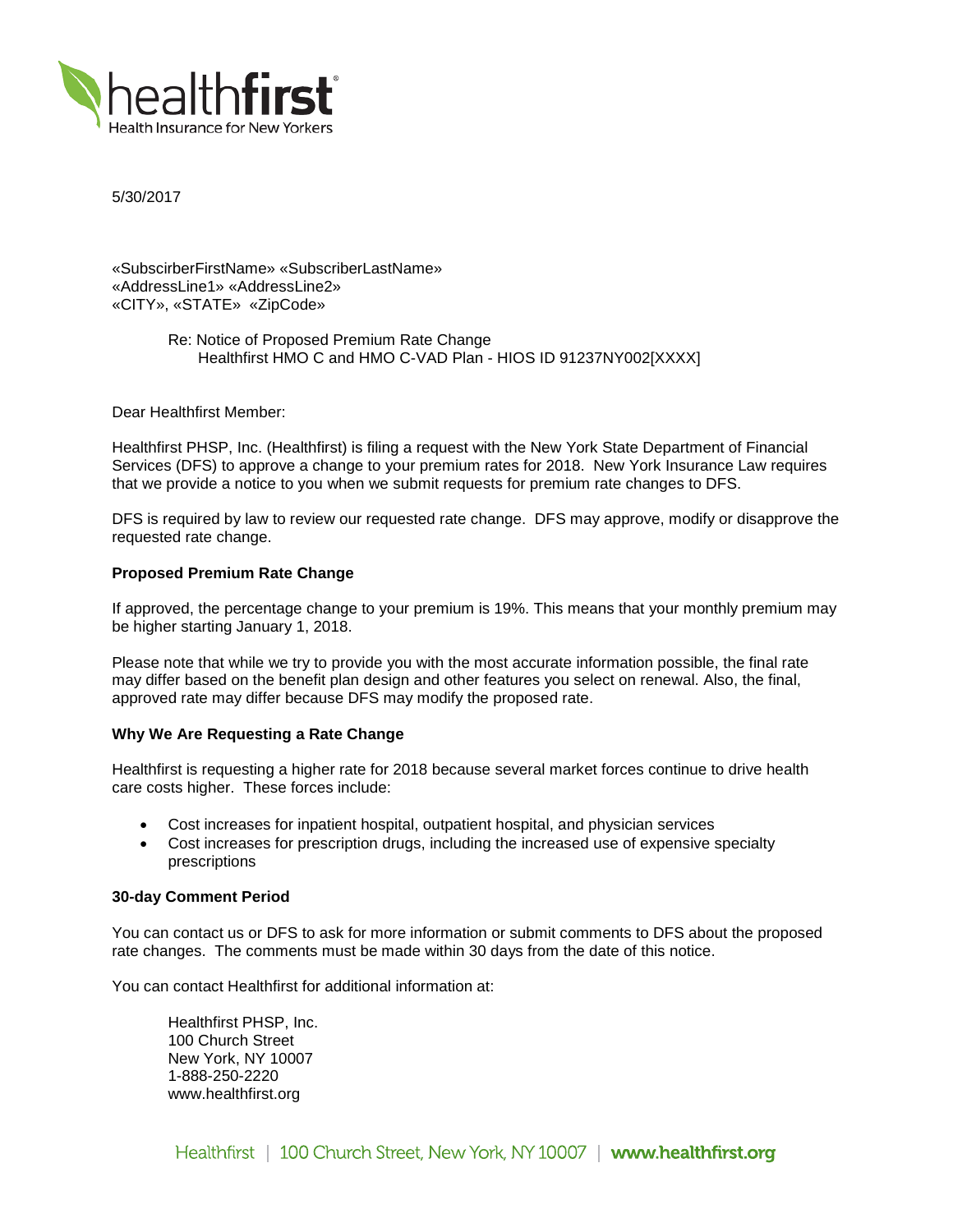healthfirst
Health Insurance for New Yorkers

5/30/2017

«SubscirberFirstName» «SubscriberLastName»
«AddressLine1» «AddressLine2»
«CITY», «STATE» «ZipCode»

Re: Notice of Proposed Premium Rate Change
Healthfirst HMO C and HMO C-VAD Plan - HIOS ID 91237NY002[XXXX]

Dear Healthfirst Member:

Healthfirst PHSP, Inc. (Healthfirst) is filing a request with the New York State Department of Financial Services (DFS) to approve a change to your premium rates for 2018. New York Insurance Law requires that we provide a notice to you when we submit requests for premium rate changes to DFS.

DFS is required by law to review our requested rate change. DFS may approve, modify or disapprove the requested rate change.

**Proposed Premium Rate Change**

If approved, the percentage change to your premium is 19%. This means that your monthly premium may be higher starting January 1, 2018.

Please note that while we try to provide you with the most accurate information possible, the final rate may differ based on the benefit plan design and other features you select on renewal. Also, the final, approved rate may differ because DFS may modify the proposed rate.

**Why We Are Requesting a Rate Change**

Healthfirst is requesting a higher rate for 2018 because several market forces continue to drive health care costs higher. These forces include:

- Cost increases for inpatient hospital, outpatient hospital, and physician services
- Cost increases for prescription drugs, including the increased use of expensive specialty prescriptions

**30-day Comment Period**

You can contact us or DFS to ask for more information or submit comments to DFS about the proposed rate changes. The comments must be made within 30 days from the date of this notice.

You can contact Healthfirst for additional information at:

Healthfirst PHSP, Inc.
100 Church Street
New York, NY 10007
1-888-250-2220
www.healthfirst.org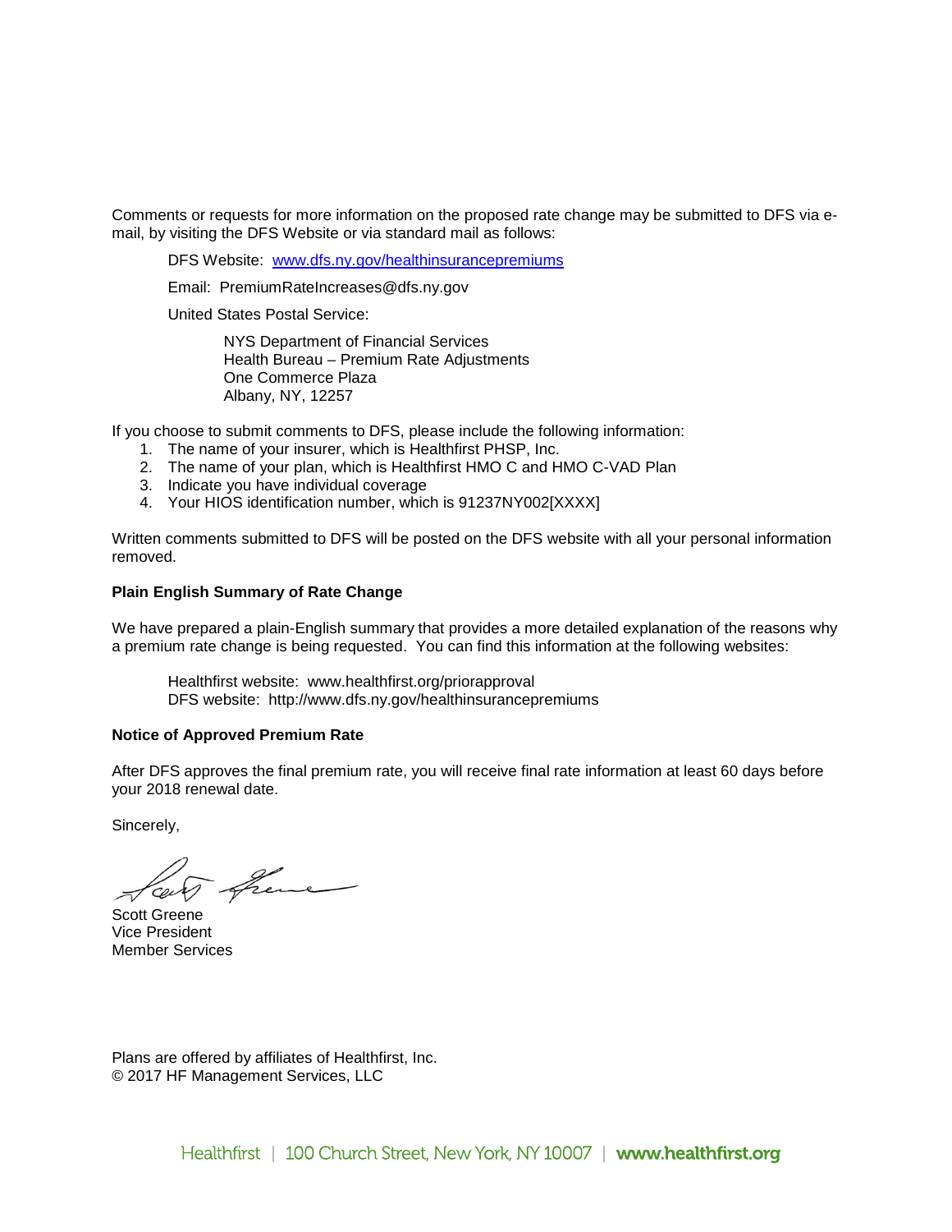Comments or requests for more information on the proposed rate change may be submitted to DFS via e-mail, by visiting the DFS Website or via standard mail as follows:

DFS Website: [www.dfs.ny.gov/healthinsurancepremiums](www.dfs.ny.gov/healthinsurancepremiums)

Email: PremiumRateIncreases@dfs.ny.gov

United States Postal Service:

NYS Department of Financial Services
Health Bureau – Premium Rate Adjustments
One Commerce Plaza
Albany, NY, 12257

If you choose to submit comments to DFS, please include the following information:

1. The name of your insurer, which is Healthfirst PHSP, Inc.
2. The name of your plan, which is Healthfirst HMO C and HMO C-VAD Plan
3. Indicate you have individual coverage
4. Your HIOS identification number, which is 91237NY002[XXXX]

Written comments submitted to DFS will be posted on the DFS website with all your personal information removed.

**Plain English Summary of Rate Change**

We have prepared a plain-English summary that provides a more detailed explanation of the reasons why a premium rate change is being requested. You can find this information at the following websites:

Healthfirst website: www.healthfirst.org/priorapproval
DFS website: http://www.dfs.ny.gov/healthinsurancepremiums

**Notice of Approved Premium Rate**

After DFS approves the final premium rate, you will receive final rate information at least 60 days before your 2018 renewal date.

Sincerely,

Scott Greene
Vice President
Member Services

Plans are offered by affiliates of Healthfirst, Inc.
© 2017 HF Management Services, LLC

Healthfirst | 100 Church Street, New York, NY 10007 | **www.healthfirst.org**